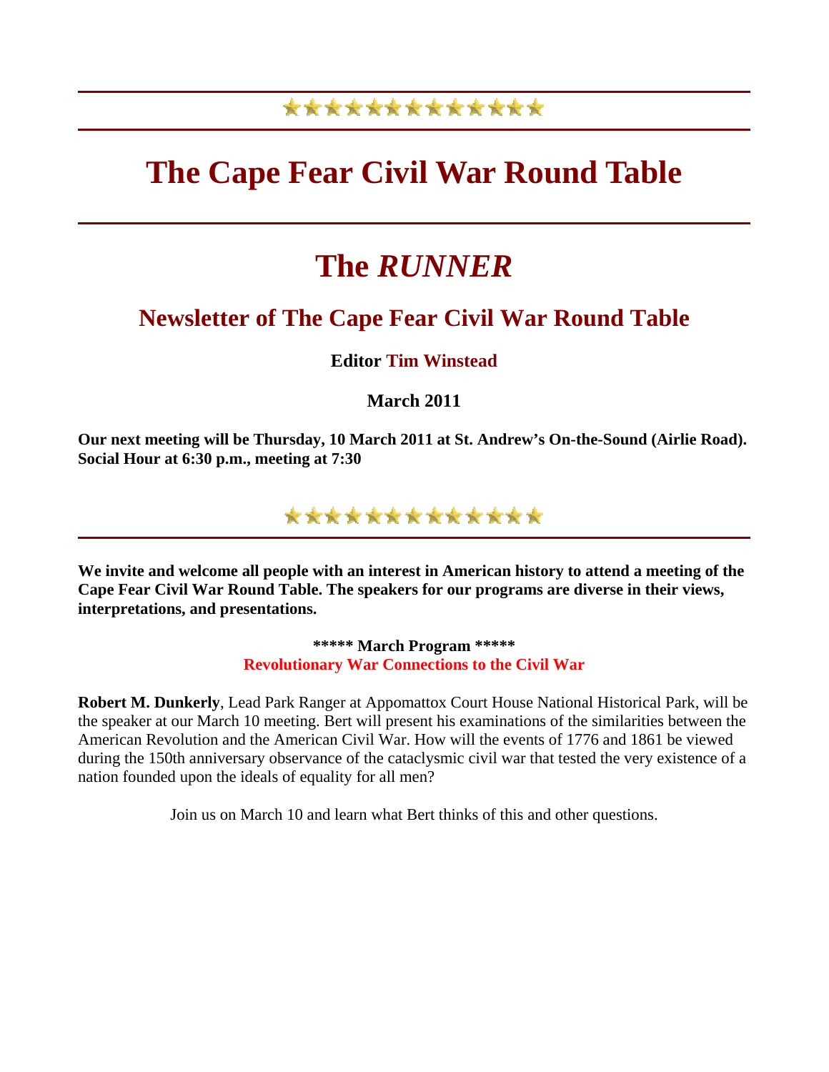# The Cape Fear Civil War Round Table

# The *RUNNER*

## Newsletter of The Cape Fear Civil War Round Table

**Editor Tim Winstead**

**March 2011**

**Our next meeting will be Thursday, 10 March 2011 at St. Andrew's On-the-Sound (Airlie Road). Social Hour at 6:30 p.m., meeting at 7:30**

**We invite and welcome all people with an interest in American history to attend a meeting of the Cape Fear Civil War Round Table. The speakers for our programs are diverse in their views, interpretations, and presentations.**

**\*\*\*\*\* March Program \*\*\*\*\***
**Revolutionary War Connections to the Civil War**

**Robert M. Dunkerly**, Lead Park Ranger at Appomattox Court House National Historical Park, will be the speaker at our March 10 meeting. Bert will present his examinations of the similarities between the American Revolution and the American Civil War. How will the events of 1776 and 1861 be viewed during the 150th anniversary observance of the cataclysmic civil war that tested the very existence of a nation founded upon the ideals of equality for all men?

Join us on March 10 and learn what Bert thinks of this and other questions.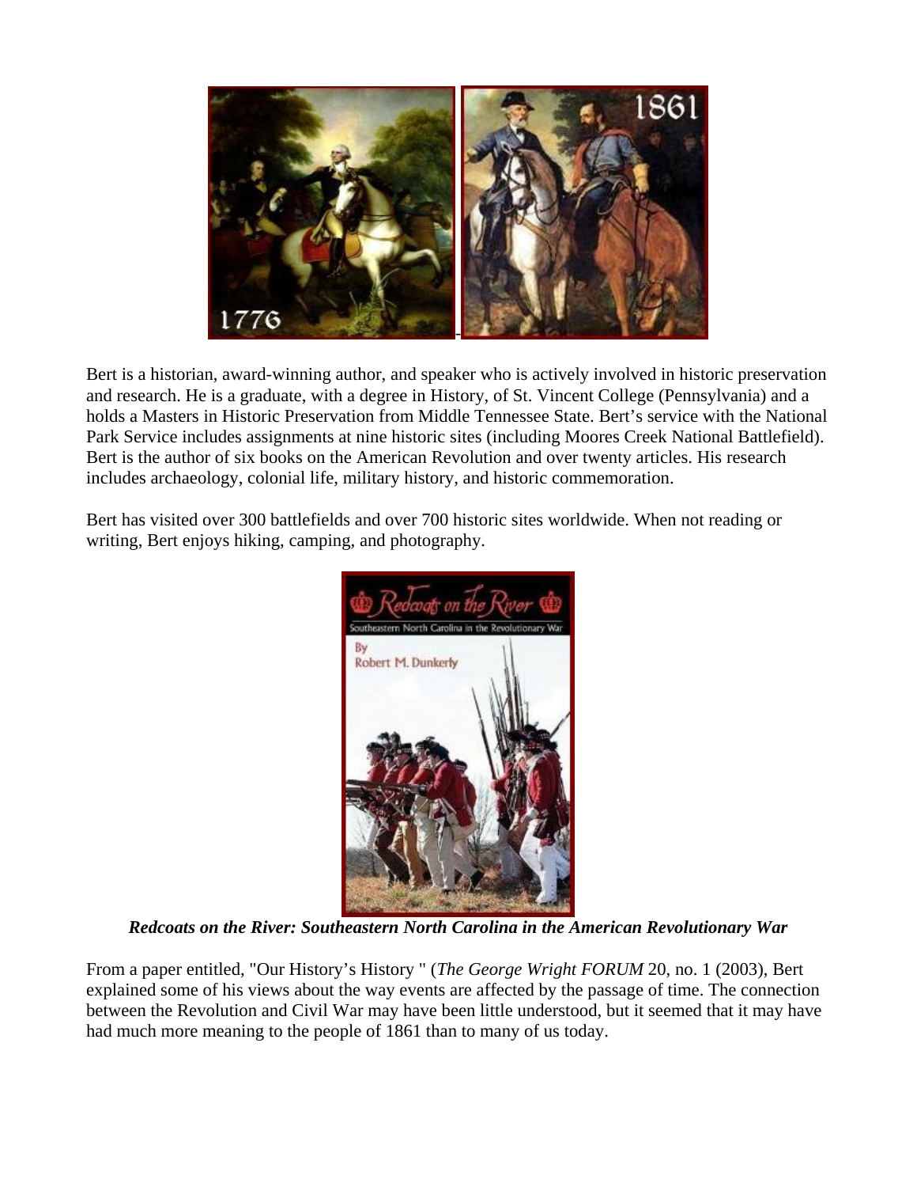Bert is a historian, award-winning author, and speaker who is actively involved in historic preservation and research. He is a graduate, with a degree in History, of St. Vincent College (Pennsylvania) and a holds a Masters in Historic Preservation from Middle Tennessee State. Bert's service with the National Park Service includes assignments at nine historic sites (including Moores Creek National Battlefield). Bert is the author of six books on the American Revolution and over twenty articles. His research includes archaeology, colonial life, military history, and historic commemoration.

Bert has visited over 300 battlefields and over 700 historic sites worldwide. When not reading or writing, Bert enjoys hiking, camping, and photography.

***Redcoats on the River: Southeastern North Carolina in the American Revolutionary War***

From a paper entitled, "Our History's History " (*The George Wright FORUM* 20, no. 1 (2003), Bert explained some of his views about the way events are affected by the passage of time. The connection between the Revolution and Civil War may have been little understood, but it seemed that it may have had much more meaning to the people of 1861 than to many of us today.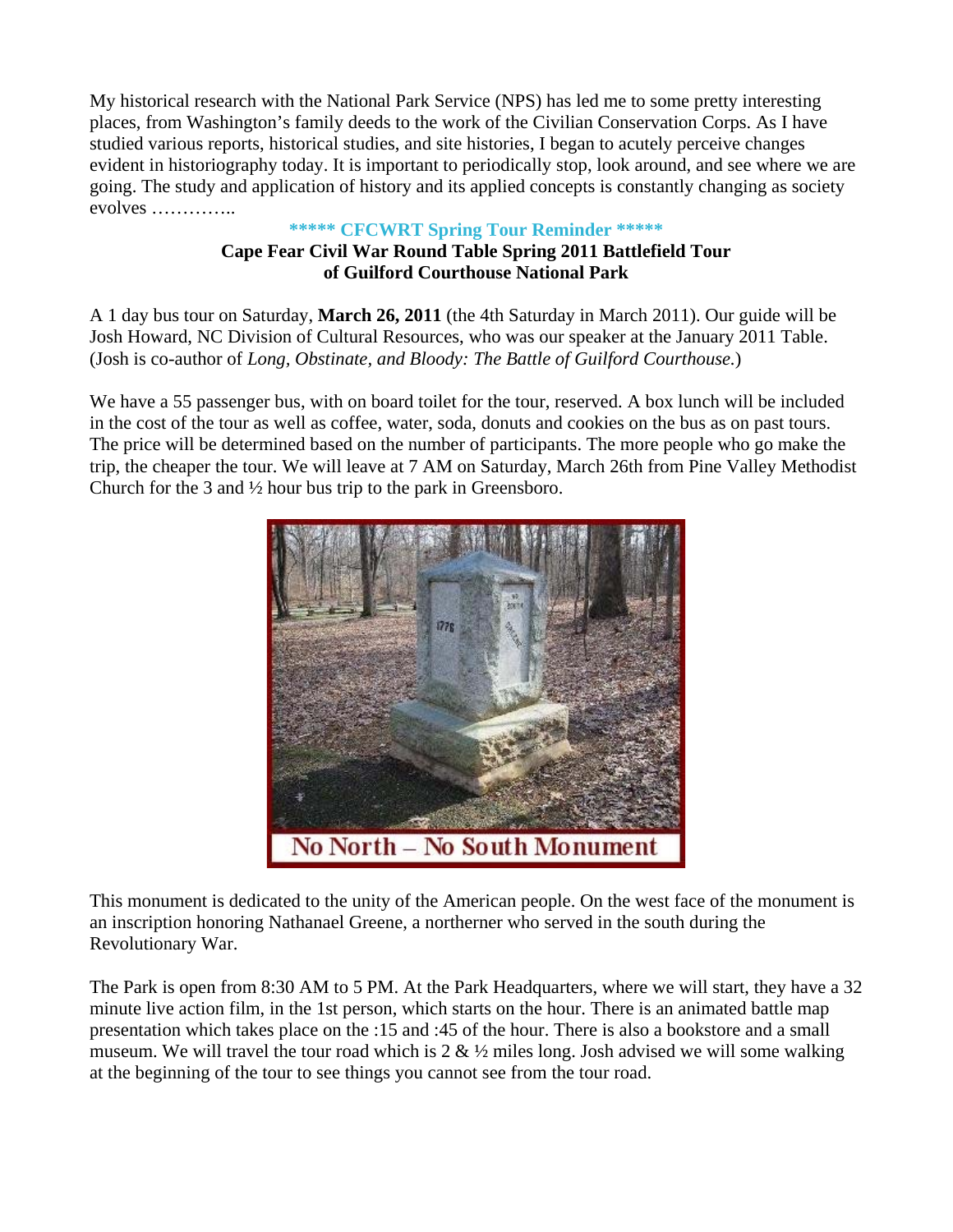My historical research with the National Park Service (NPS) has led me to some pretty interesting places, from Washington's family deeds to the work of the Civilian Conservation Corps. As I have studied various reports, historical studies, and site histories, I began to acutely perceive changes evident in historiography today. It is important to periodically stop, look around, and see where we are going. The study and application of history and its applied concepts is constantly changing as society evolves …………..

**\*\*\*\*\* CFCWRT Spring Tour Reminder \*\*\*\*\***

**Cape Fear Civil War Round Table Spring 2011 Battlefield Tour of Guilford Courthouse National Park**

A 1 day bus tour on Saturday, **March 26, 2011** (the 4th Saturday in March 2011). Our guide will be Josh Howard, NC Division of Cultural Resources, who was our speaker at the January 2011 Table. (Josh is co-author of *Long, Obstinate, and Bloody: The Battle of Guilford Courthouse.*)

We have a 55 passenger bus, with on board toilet for the tour, reserved. A box lunch will be included in the cost of the tour as well as coffee, water, soda, donuts and cookies on the bus as on past tours. The price will be determined based on the number of participants. The more people who go make the trip, the cheaper the tour. We will leave at 7 AM on Saturday, March 26th from Pine Valley Methodist Church for the 3 and ½ hour bus trip to the park in Greensboro.

No North – No South Monument

This monument is dedicated to the unity of the American people. On the west face of the monument is an inscription honoring Nathanael Greene, a northerner who served in the south during the Revolutionary War.

The Park is open from 8:30 AM to 5 PM. At the Park Headquarters, where we will start, they have a 32 minute live action film, in the 1st person, which starts on the hour. There is an animated battle map presentation which takes place on the :15 and :45 of the hour. There is also a bookstore and a small museum. We will travel the tour road which is 2 & ½ miles long. Josh advised we will some walking at the beginning of the tour to see things you cannot see from the tour road.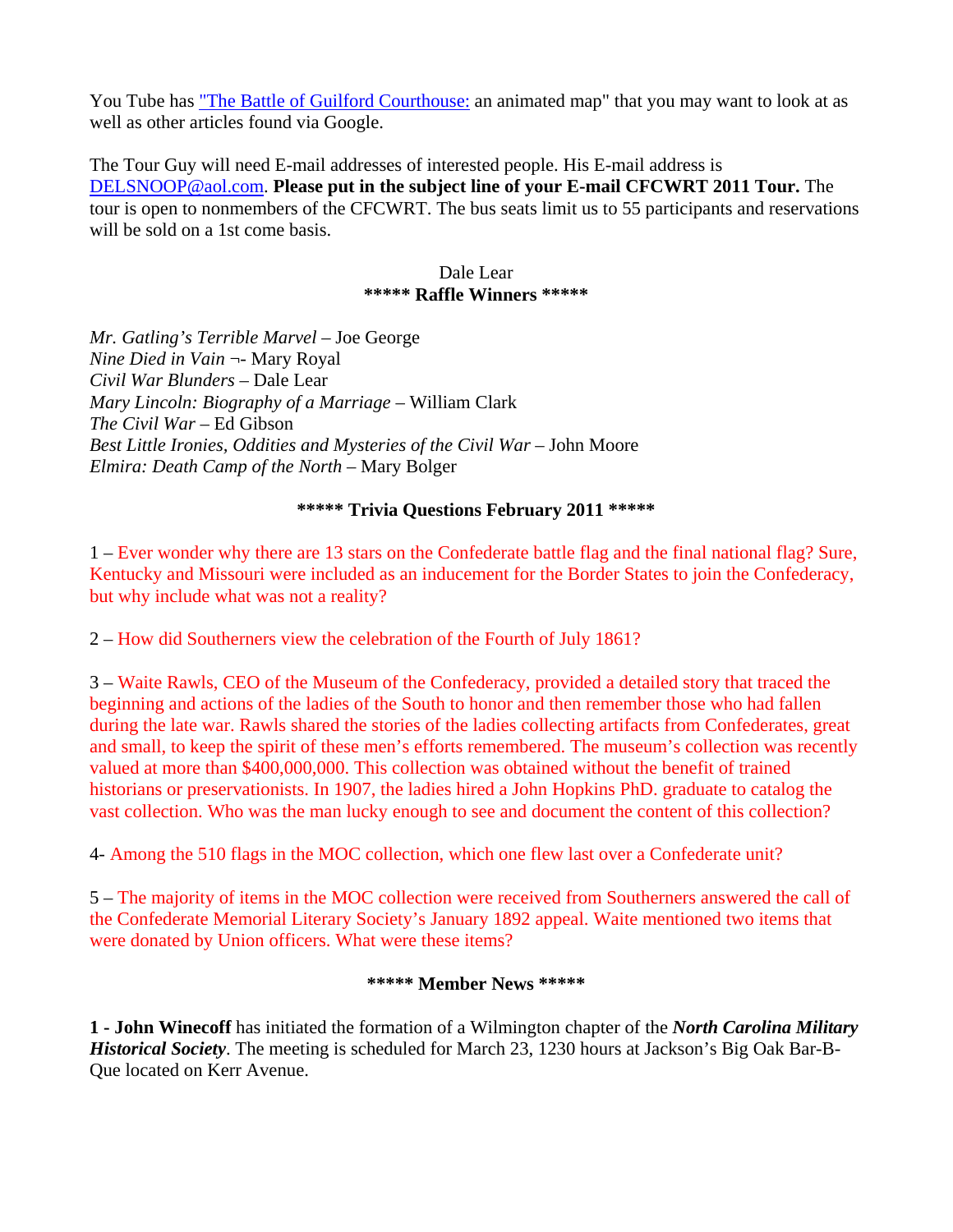You Tube has "The Battle of Guilford Courthouse: an animated map" that you may want to look at as well as other articles found via Google.

The Tour Guy will need E-mail addresses of interested people. His E-mail address is DELSNOOP@aol.com. **Please put in the subject line of your E-mail CFCWRT 2011 Tour.** The tour is open to nonmembers of the CFCWRT. The bus seats limit us to 55 participants and reservations will be sold on a 1st come basis.

Dale Lear

## ***** Raffle Winners *****

*Mr. Gatling's Terrible Marvel* – Joe George
*Nine Died in Vain* ¬- Mary Royal
*Civil War Blunders* – Dale Lear
*Mary Lincoln: Biography of a Marriage* – William Clark
*The Civil War* – Ed Gibson
*Best Little Ironies, Oddities and Mysteries of the Civil War* – John Moore
*Elmira: Death Camp of the North* – Mary Bolger

## ***** Trivia Questions February 2011 *****

1 – Ever wonder why there are 13 stars on the Confederate battle flag and the final national flag? Sure, Kentucky and Missouri were included as an inducement for the Border States to join the Confederacy, but why include what was not a reality?

2 – How did Southerners view the celebration of the Fourth of July 1861?

3 – Waite Rawls, CEO of the Museum of the Confederacy, provided a detailed story that traced the beginning and actions of the ladies of the South to honor and then remember those who had fallen during the late war. Rawls shared the stories of the ladies collecting artifacts from Confederates, great and small, to keep the spirit of these men's efforts remembered. The museum's collection was recently valued at more than $400,000,000. This collection was obtained without the benefit of trained historians or preservationists. In 1907, the ladies hired a John Hopkins PhD. graduate to catalog the vast collection. Who was the man lucky enough to see and document the content of this collection?

4- Among the 510 flags in the MOC collection, which one flew last over a Confederate unit?

5 – The majority of items in the MOC collection were received from Southerners answered the call of the Confederate Memorial Literary Society's January 1892 appeal. Waite mentioned two items that were donated by Union officers. What were these items?

## ***** Member News *****

**1 - John Winecoff** has initiated the formation of a Wilmington chapter of the ***North Carolina Military Historical Society***. The meeting is scheduled for March 23, 1230 hours at Jackson's Big Oak Bar-B-Que located on Kerr Avenue.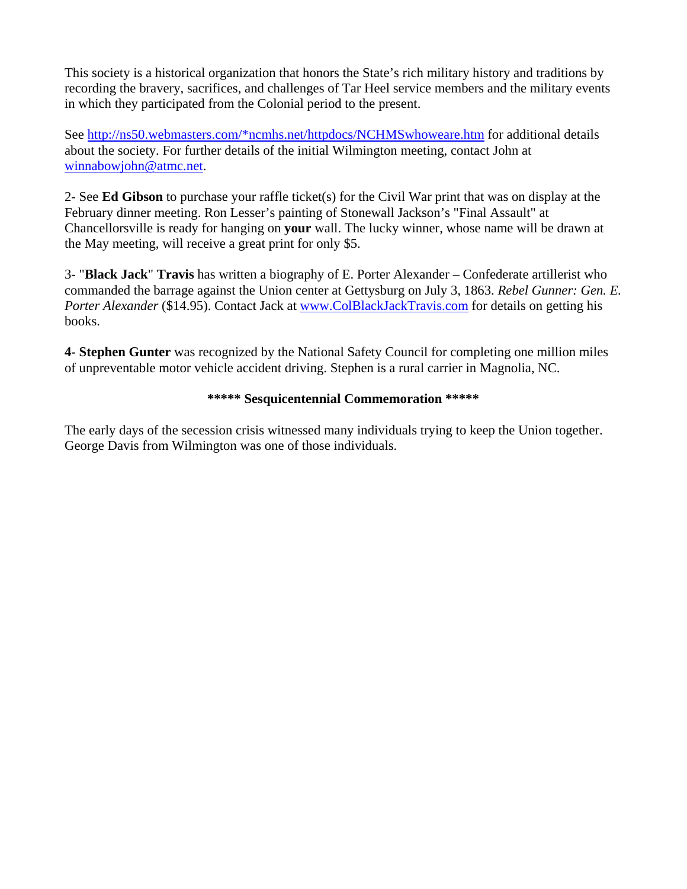This society is a historical organization that honors the State's rich military history and traditions by recording the bravery, sacrifices, and challenges of Tar Heel service members and the military events in which they participated from the Colonial period to the present.

See http://ns50.webmasters.com/*ncmhs.net/httpdocs/NCHMSwhoweare.htm for additional details about the society. For further details of the initial Wilmington meeting, contact John at winnabowjohn@atmc.net.

2- See **Ed Gibson** to purchase your raffle ticket(s) for the Civil War print that was on display at the February dinner meeting. Ron Lesser's painting of Stonewall Jackson's "Final Assault" at Chancellorsville is ready for hanging on **your** wall. The lucky winner, whose name will be drawn at the May meeting, will receive a great print for only $5.

3- "**Black Jack**" **Travis** has written a biography of E. Porter Alexander – Confederate artillerist who commanded the barrage against the Union center at Gettysburg on July 3, 1863. *Rebel Gunner: Gen. E. Porter Alexander* ($14.95). Contact Jack at www.ColBlackJackTravis.com for details on getting his books.

**4- Stephen Gunter** was recognized by the National Safety Council for completing one million miles of unpreventable motor vehicle accident driving. Stephen is a rural carrier in Magnolia, NC.

**\*\*\*\*\* Sesquicentennial Commemoration \*\*\*\*\***

The early days of the secession crisis witnessed many individuals trying to keep the Union together. George Davis from Wilmington was one of those individuals.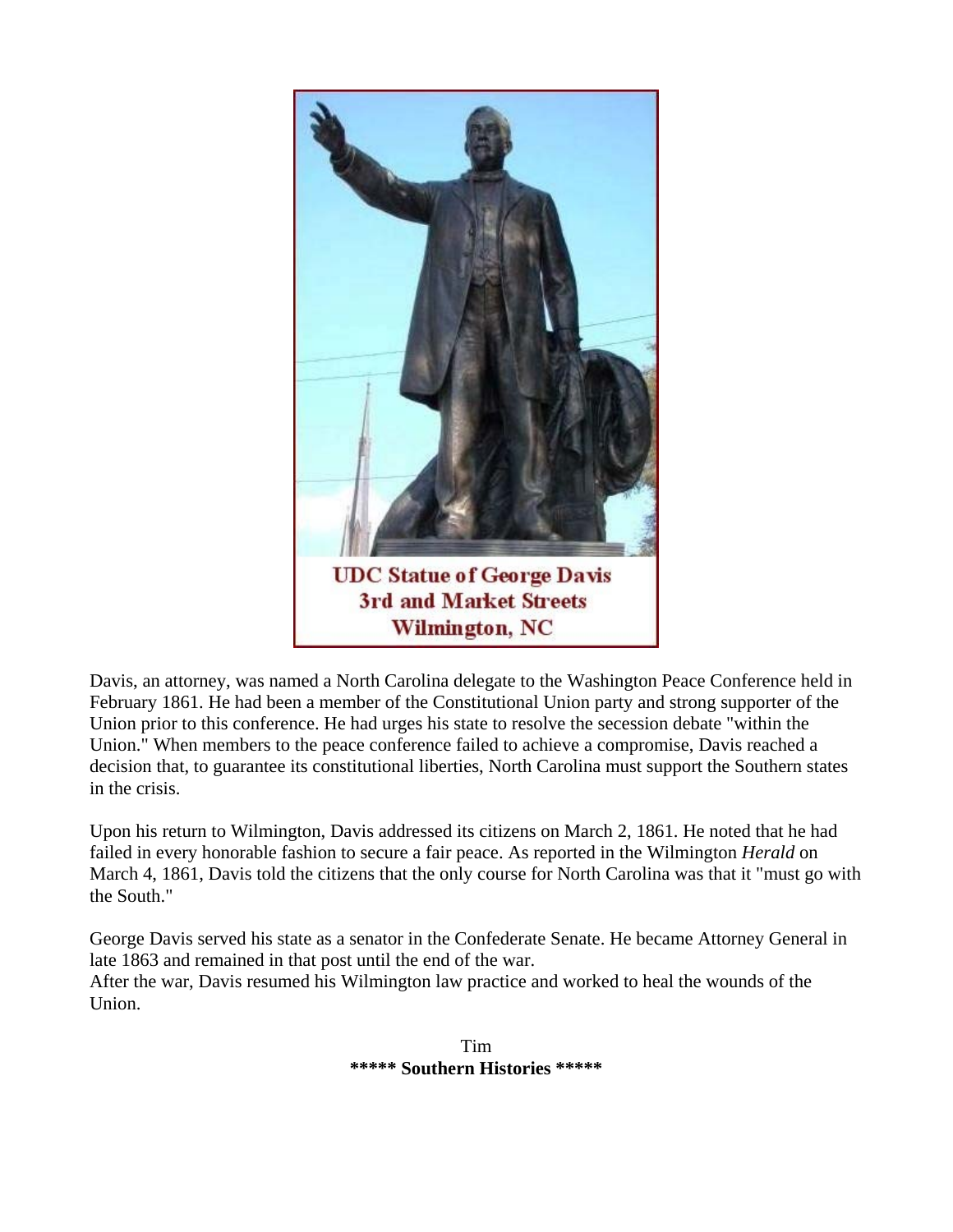UDC Statue of George Davis
3rd and Market Streets
Wilmington, NC

Davis, an attorney, was named a North Carolina delegate to the Washington Peace Conference held in February 1861. He had been a member of the Constitutional Union party and strong supporter of the Union prior to this conference. He had urges his state to resolve the secession debate "within the Union." When members to the peace conference failed to achieve a compromise, Davis reached a decision that, to guarantee its constitutional liberties, North Carolina must support the Southern states in the crisis.

Upon his return to Wilmington, Davis addressed its citizens on March 2, 1861. He noted that he had failed in every honorable fashion to secure a fair peace. As reported in the Wilmington *Herald* on March 4, 1861, Davis told the citizens that the only course for North Carolina was that it "must go with the South."

George Davis served his state as a senator in the Confederate Senate. He became Attorney General in late 1863 and remained in that post until the end of the war.
After the war, Davis resumed his Wilmington law practice and worked to heal the wounds of the Union.

Tim
**\*\*\*\*\* Southern Histories \*\*\*\*\***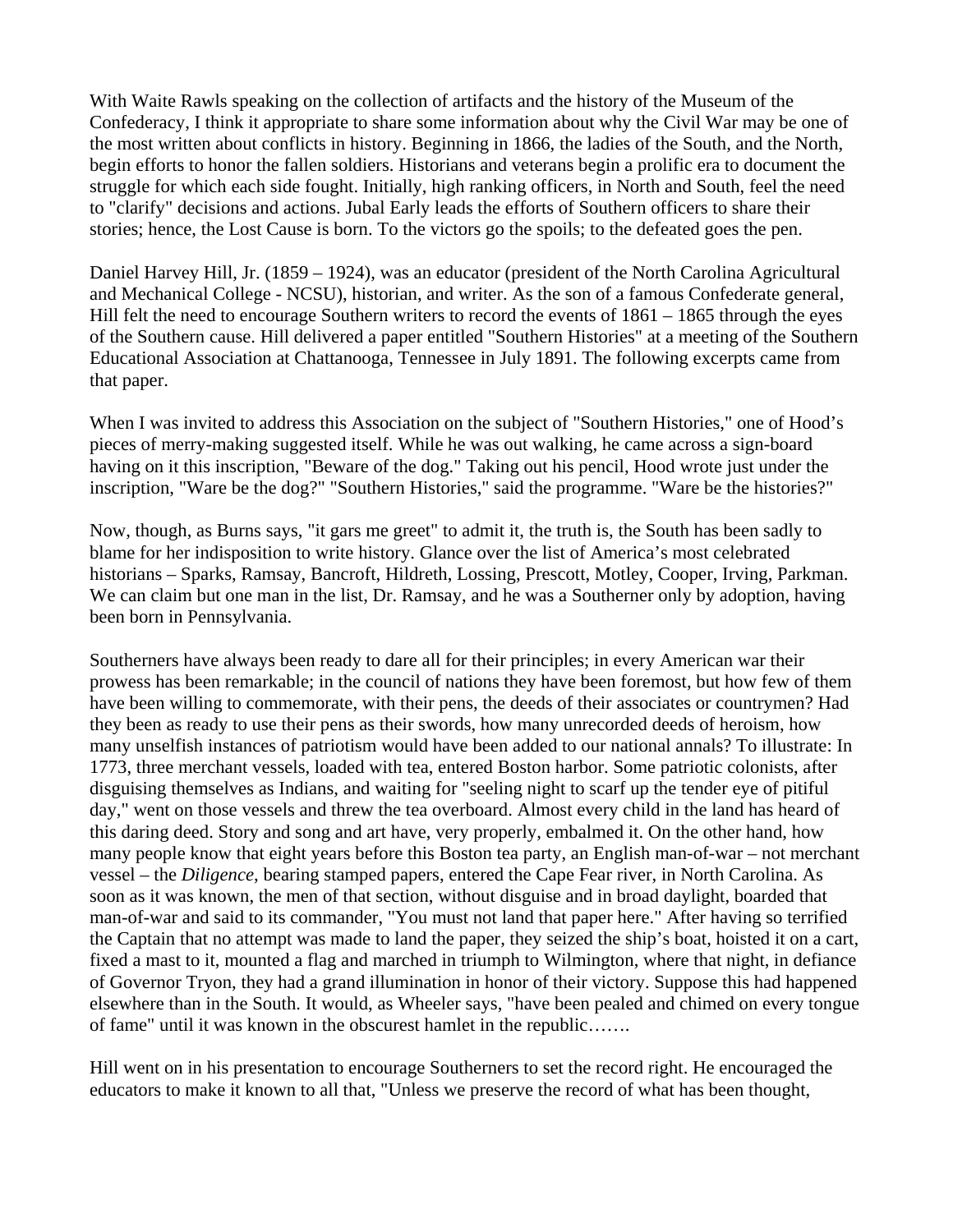With Waite Rawls speaking on the collection of artifacts and the history of the Museum of the Confederacy, I think it appropriate to share some information about why the Civil War may be one of the most written about conflicts in history. Beginning in 1866, the ladies of the South, and the North, begin efforts to honor the fallen soldiers. Historians and veterans begin a prolific era to document the struggle for which each side fought. Initially, high ranking officers, in North and South, feel the need to "clarify" decisions and actions. Jubal Early leads the efforts of Southern officers to share their stories; hence, the Lost Cause is born. To the victors go the spoils; to the defeated goes the pen.

Daniel Harvey Hill, Jr. (1859 – 1924), was an educator (president of the North Carolina Agricultural and Mechanical College - NCSU), historian, and writer. As the son of a famous Confederate general, Hill felt the need to encourage Southern writers to record the events of 1861 – 1865 through the eyes of the Southern cause. Hill delivered a paper entitled "Southern Histories" at a meeting of the Southern Educational Association at Chattanooga, Tennessee in July 1891. The following excerpts came from that paper.

When I was invited to address this Association on the subject of "Southern Histories," one of Hood's pieces of merry-making suggested itself. While he was out walking, he came across a sign-board having on it this inscription, "Beware of the dog." Taking out his pencil, Hood wrote just under the inscription, "Ware be the dog?" "Southern Histories," said the programme. "Ware be the histories?"

Now, though, as Burns says, "it gars me greet" to admit it, the truth is, the South has been sadly to blame for her indisposition to write history. Glance over the list of America's most celebrated historians – Sparks, Ramsay, Bancroft, Hildreth, Lossing, Prescott, Motley, Cooper, Irving, Parkman. We can claim but one man in the list, Dr. Ramsay, and he was a Southerner only by adoption, having been born in Pennsylvania.

Southerners have always been ready to dare all for their principles; in every American war their prowess has been remarkable; in the council of nations they have been foremost, but how few of them have been willing to commemorate, with their pens, the deeds of their associates or countrymen? Had they been as ready to use their pens as their swords, how many unrecorded deeds of heroism, how many unselfish instances of patriotism would have been added to our national annals? To illustrate: In 1773, three merchant vessels, loaded with tea, entered Boston harbor. Some patriotic colonists, after disguising themselves as Indians, and waiting for "seeling night to scarf up the tender eye of pitiful day," went on those vessels and threw the tea overboard. Almost every child in the land has heard of this daring deed. Story and song and art have, very properly, embalmed it. On the other hand, how many people know that eight years before this Boston tea party, an English man-of-war – not merchant vessel – the *Diligence*, bearing stamped papers, entered the Cape Fear river, in North Carolina. As soon as it was known, the men of that section, without disguise and in broad daylight, boarded that man-of-war and said to its commander, "You must not land that paper here." After having so terrified the Captain that no attempt was made to land the paper, they seized the ship's boat, hoisted it on a cart, fixed a mast to it, mounted a flag and marched in triumph to Wilmington, where that night, in defiance of Governor Tryon, they had a grand illumination in honor of their victory. Suppose this had happened elsewhere than in the South. It would, as Wheeler says, "have been pealed and chimed on every tongue of fame" until it was known in the obscurest hamlet in the republic…….

Hill went on in his presentation to encourage Southerners to set the record right. He encouraged the educators to make it known to all that, "Unless we preserve the record of what has been thought,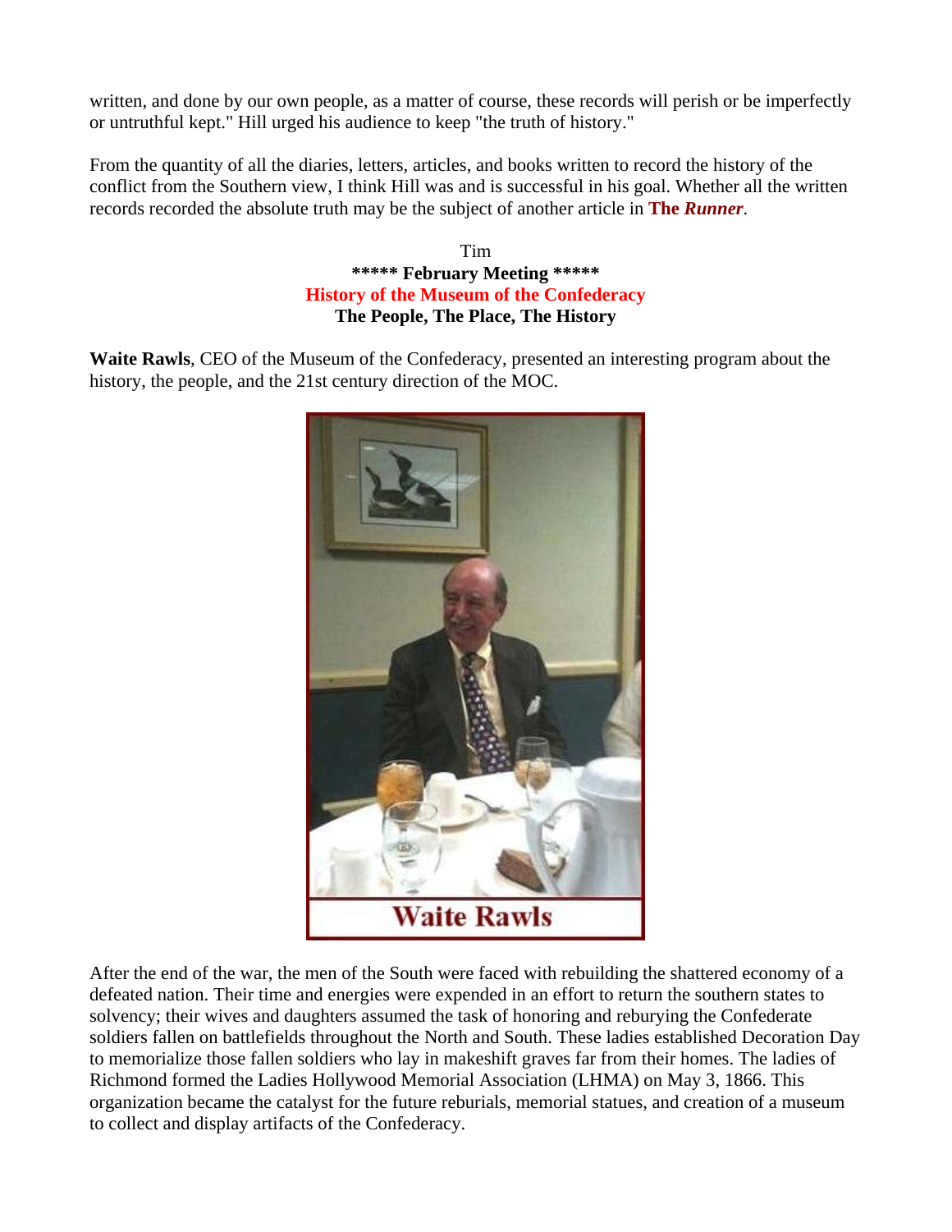written, and done by our own people, as a matter of course, these records will perish or be imperfectly or untruthful kept." Hill urged his audience to keep "the truth of history."

From the quantity of all the diaries, letters, articles, and books written to record the history of the conflict from the Southern view, I think Hill was and is successful in his goal. Whether all the written records recorded the absolute truth may be the subject of another article in **The *Runner***.

Tim

**\*\*\*\*\* February Meeting \*\*\*\*\***

**History of the Museum of the Confederacy**

**The People, The Place, The History**

**Waite Rawls**, CEO of the Museum of the Confederacy, presented an interesting program about the history, the people, and the 21st century direction of the MOC.

Waite Rawls

After the end of the war, the men of the South were faced with rebuilding the shattered economy of a defeated nation. Their time and energies were expended in an effort to return the southern states to solvency; their wives and daughters assumed the task of honoring and reburying the Confederate soldiers fallen on battlefields throughout the North and South. These ladies established Decoration Day to memorialize those fallen soldiers who lay in makeshift graves far from their homes. The ladies of Richmond formed the Ladies Hollywood Memorial Association (LHMA) on May 3, 1866. This organization became the catalyst for the future reburials, memorial statues, and creation of a museum to collect and display artifacts of the Confederacy.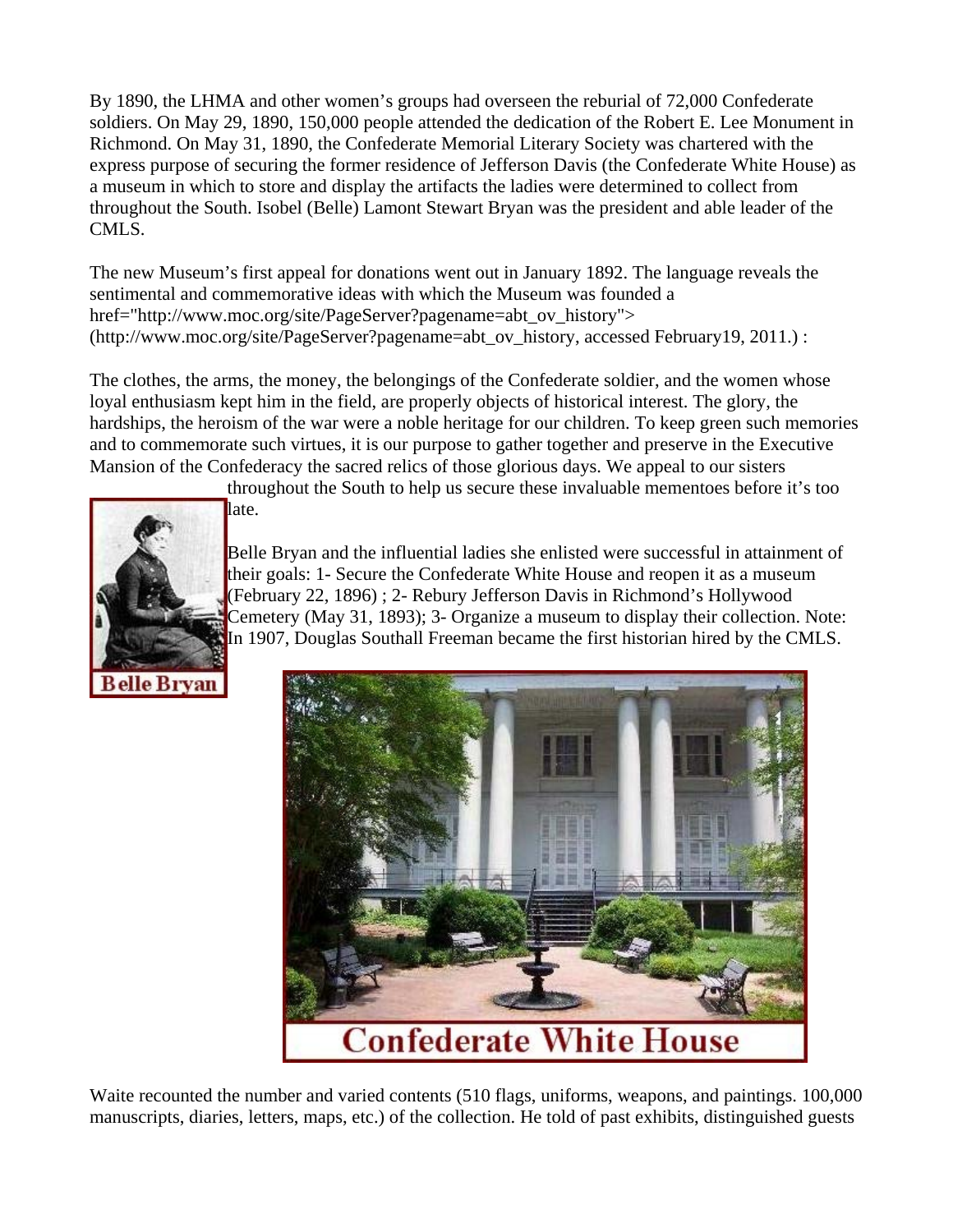By 1890, the LHMA and other women's groups had overseen the reburial of 72,000 Confederate soldiers. On May 29, 1890, 150,000 people attended the dedication of the Robert E. Lee Monument in Richmond. On May 31, 1890, the Confederate Memorial Literary Society was chartered with the express purpose of securing the former residence of Jefferson Davis (the Confederate White House) as a museum in which to store and display the artifacts the ladies were determined to collect from throughout the South. Isobel (Belle) Lamont Stewart Bryan was the president and able leader of the CMLS.

The new Museum's first appeal for donations went out in January 1892. The language reveals the sentimental and commemorative ideas with which the Museum was founded a href="http://www.moc.org/site/PageServer?pagename=abt_ov_history"> (http://www.moc.org/site/PageServer?pagename=abt_ov_history, accessed February19, 2011.) :

The clothes, the arms, the money, the belongings of the Confederate soldier, and the women whose loyal enthusiasm kept him in the field, are properly objects of historical interest. The glory, the hardships, the heroism of the war were a noble heritage for our children. To keep green such memories and to commemorate such virtues, it is our purpose to gather together and preserve in the Executive Mansion of the Confederacy the sacred relics of those glorious days. We appeal to our sisters throughout the South to help us secure these invaluable mementoes before it's too late.

Belle Bryan

Belle Bryan and the influential ladies she enlisted were successful in attainment of their goals: 1- Secure the Confederate White House and reopen it as a museum (February 22, 1896) ; 2- Rebury Jefferson Davis in Richmond's Hollywood Cemetery (May 31, 1893); 3- Organize a museum to display their collection. Note: In 1907, Douglas Southall Freeman became the first historian hired by the CMLS.

Confederate White House

Waite recounted the number and varied contents (510 flags, uniforms, weapons, and paintings. 100,000 manuscripts, diaries, letters, maps, etc.) of the collection. He told of past exhibits, distinguished guests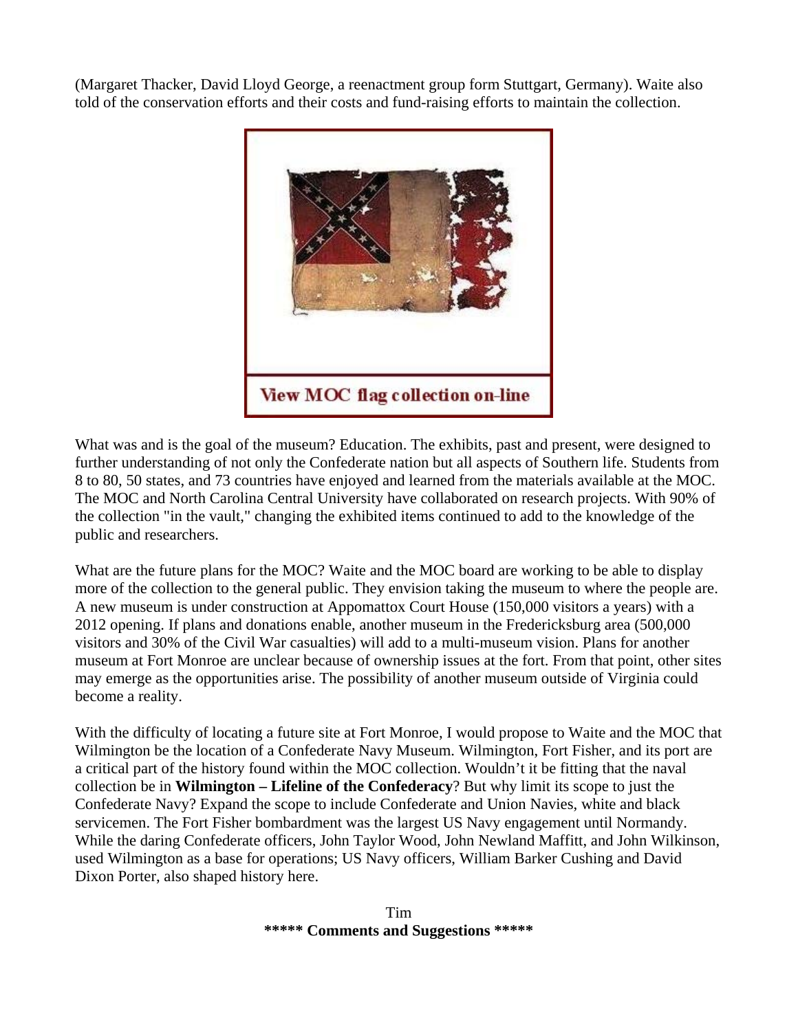(Margaret Thacker, David Lloyd George, a reenactment group form Stuttgart, Germany). Waite also told of the conservation efforts and their costs and fund-raising efforts to maintain the collection.

View MOC flag collection on-line

What was and is the goal of the museum? Education. The exhibits, past and present, were designed to further understanding of not only the Confederate nation but all aspects of Southern life. Students from 8 to 80, 50 states, and 73 countries have enjoyed and learned from the materials available at the MOC. The MOC and North Carolina Central University have collaborated on research projects. With 90% of the collection "in the vault," changing the exhibited items continued to add to the knowledge of the public and researchers.

What are the future plans for the MOC? Waite and the MOC board are working to be able to display more of the collection to the general public. They envision taking the museum to where the people are. A new museum is under construction at Appomattox Court House (150,000 visitors a years) with a 2012 opening. If plans and donations enable, another museum in the Fredericksburg area (500,000 visitors and 30% of the Civil War casualties) will add to a multi-museum vision. Plans for another museum at Fort Monroe are unclear because of ownership issues at the fort. From that point, other sites may emerge as the opportunities arise. The possibility of another museum outside of Virginia could become a reality.

With the difficulty of locating a future site at Fort Monroe, I would propose to Waite and the MOC that Wilmington be the location of a Confederate Navy Museum. Wilmington, Fort Fisher, and its port are a critical part of the history found within the MOC collection. Wouldn't it be fitting that the naval collection be in **Wilmington – Lifeline of the Confederacy**? But why limit its scope to just the Confederate Navy? Expand the scope to include Confederate and Union Navies, white and black servicemen. The Fort Fisher bombardment was the largest US Navy engagement until Normandy. While the daring Confederate officers, John Taylor Wood, John Newland Maffitt, and John Wilkinson, used Wilmington as a base for operations; US Navy officers, William Barker Cushing and David Dixon Porter, also shaped history here.

Tim

**\*\*\*\*\* Comments and Suggestions \*\*\*\*\***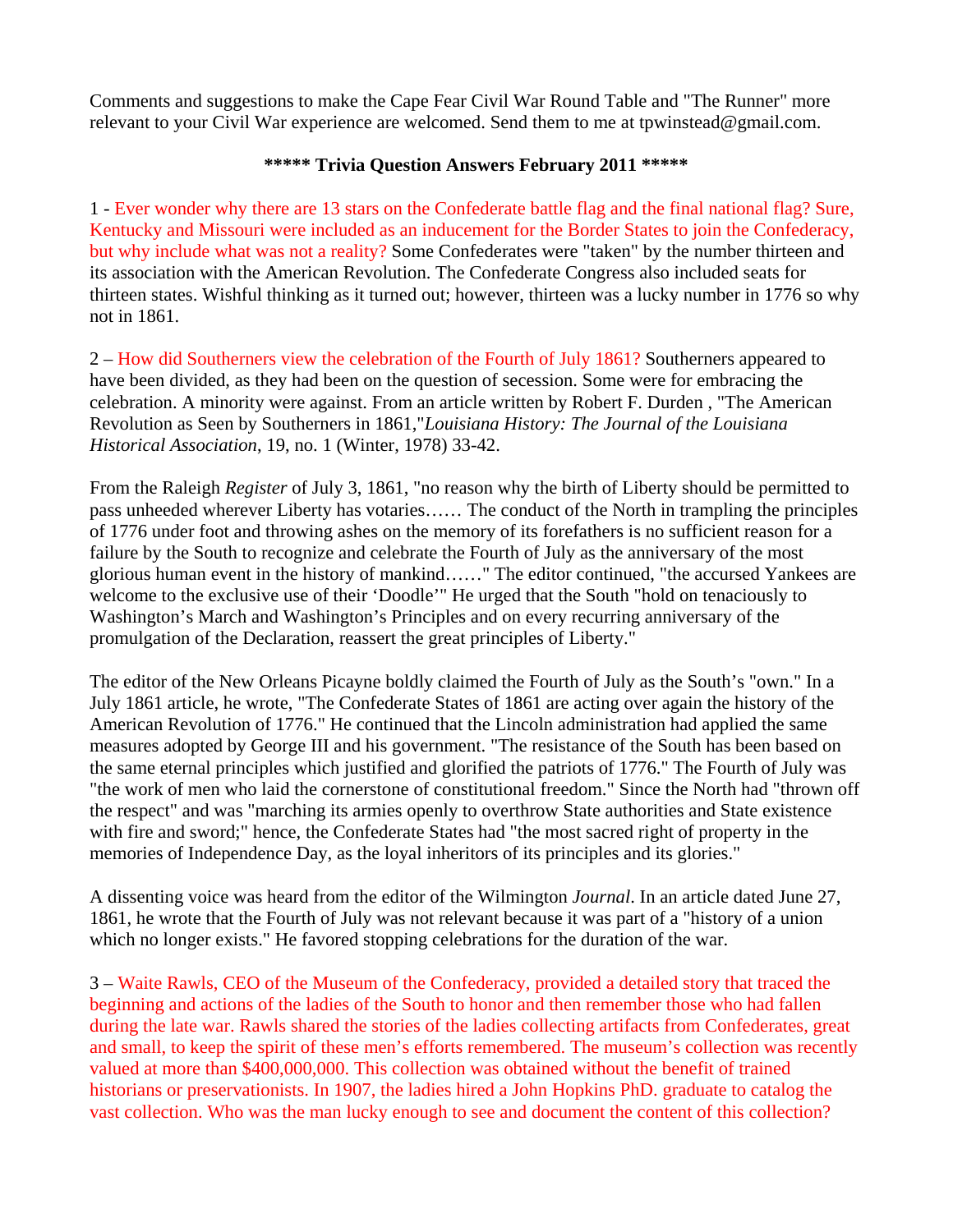Comments and suggestions to make the Cape Fear Civil War Round Table and "The Runner" more relevant to your Civil War experience are welcomed. Send them to me at tpwinstead@gmail.com.

**\*\*\*\*\* Trivia Question Answers February 2011 \*\*\*\*\***

1 - Ever wonder why there are 13 stars on the Confederate battle flag and the final national flag? Sure, Kentucky and Missouri were included as an inducement for the Border States to join the Confederacy, but why include what was not a reality? Some Confederates were "taken" by the number thirteen and its association with the American Revolution. The Confederate Congress also included seats for thirteen states. Wishful thinking as it turned out; however, thirteen was a lucky number in 1776 so why not in 1861.

2 – How did Southerners view the celebration of the Fourth of July 1861? Southerners appeared to have been divided, as they had been on the question of secession. Some were for embracing the celebration. A minority were against. From an article written by Robert F. Durden , "The American Revolution as Seen by Southerners in 1861,"*Louisiana History: The Journal of the Louisiana Historical Association*, 19, no. 1 (Winter, 1978) 33-42.

From the Raleigh *Register* of July 3, 1861, "no reason why the birth of Liberty should be permitted to pass unheeded wherever Liberty has votaries…… The conduct of the North in trampling the principles of 1776 under foot and throwing ashes on the memory of its forefathers is no sufficient reason for a failure by the South to recognize and celebrate the Fourth of July as the anniversary of the most glorious human event in the history of mankind……" The editor continued, "the accursed Yankees are welcome to the exclusive use of their 'Doodle'" He urged that the South "hold on tenaciously to Washington's March and Washington's Principles and on every recurring anniversary of the promulgation of the Declaration, reassert the great principles of Liberty."

The editor of the New Orleans Picayne boldly claimed the Fourth of July as the South's "own." In a July 1861 article, he wrote, "The Confederate States of 1861 are acting over again the history of the American Revolution of 1776." He continued that the Lincoln administration had applied the same measures adopted by George III and his government. "The resistance of the South has been based on the same eternal principles which justified and glorified the patriots of 1776." The Fourth of July was "the work of men who laid the cornerstone of constitutional freedom." Since the North had "thrown off the respect" and was "marching its armies openly to overthrow State authorities and State existence with fire and sword;" hence, the Confederate States had "the most sacred right of property in the memories of Independence Day, as the loyal inheritors of its principles and its glories."

A dissenting voice was heard from the editor of the Wilmington *Journal*. In an article dated June 27, 1861, he wrote that the Fourth of July was not relevant because it was part of a "history of a union which no longer exists." He favored stopping celebrations for the duration of the war.

3 – Waite Rawls, CEO of the Museum of the Confederacy, provided a detailed story that traced the beginning and actions of the ladies of the South to honor and then remember those who had fallen during the late war. Rawls shared the stories of the ladies collecting artifacts from Confederates, great and small, to keep the spirit of these men's efforts remembered. The museum's collection was recently valued at more than $400,000,000. This collection was obtained without the benefit of trained historians or preservationists. In 1907, the ladies hired a John Hopkins PhD. graduate to catalog the vast collection. Who was the man lucky enough to see and document the content of this collection?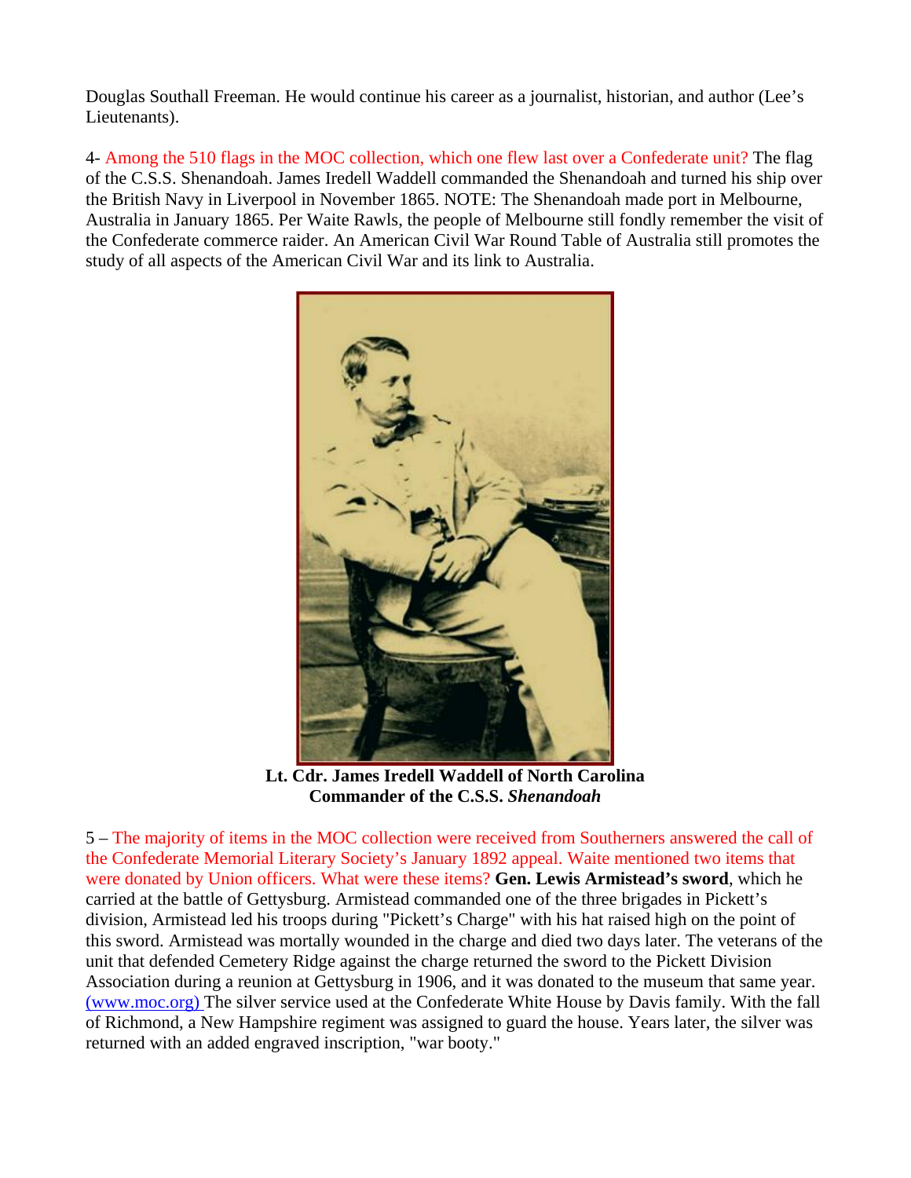Douglas Southall Freeman. He would continue his career as a journalist, historian, and author (Lee's Lieutenants).

4- Among the 510 flags in the MOC collection, which one flew last over a Confederate unit? The flag of the C.S.S. Shenandoah. James Iredell Waddell commanded the Shenandoah and turned his ship over the British Navy in Liverpool in November 1865. NOTE: The Shenandoah made port in Melbourne, Australia in January 1865. Per Waite Rawls, the people of Melbourne still fondly remember the visit of the Confederate commerce raider. An American Civil War Round Table of Australia still promotes the study of all aspects of the American Civil War and its link to Australia.

**Lt. Cdr. James Iredell Waddell of North Carolina**
**Commander of the C.S.S. *Shenandoah***

5 – The majority of items in the MOC collection were received from Southerners answered the call of the Confederate Memorial Literary Society's January 1892 appeal. Waite mentioned two items that were donated by Union officers. What were these items? **Gen. Lewis Armistead's sword**, which he carried at the battle of Gettysburg. Armistead commanded one of the three brigades in Pickett's division, Armistead led his troops during "Pickett's Charge" with his hat raised high on the point of this sword. Armistead was mortally wounded in the charge and died two days later. The veterans of the unit that defended Cemetery Ridge against the charge returned the sword to the Pickett Division Association during a reunion at Gettysburg in 1906, and it was donated to the museum that same year. [(www.moc.org)](www.moc.org) The silver service used at the Confederate White House by Davis family. With the fall of Richmond, a New Hampshire regiment was assigned to guard the house. Years later, the silver was returned with an added engraved inscription, "war booty."